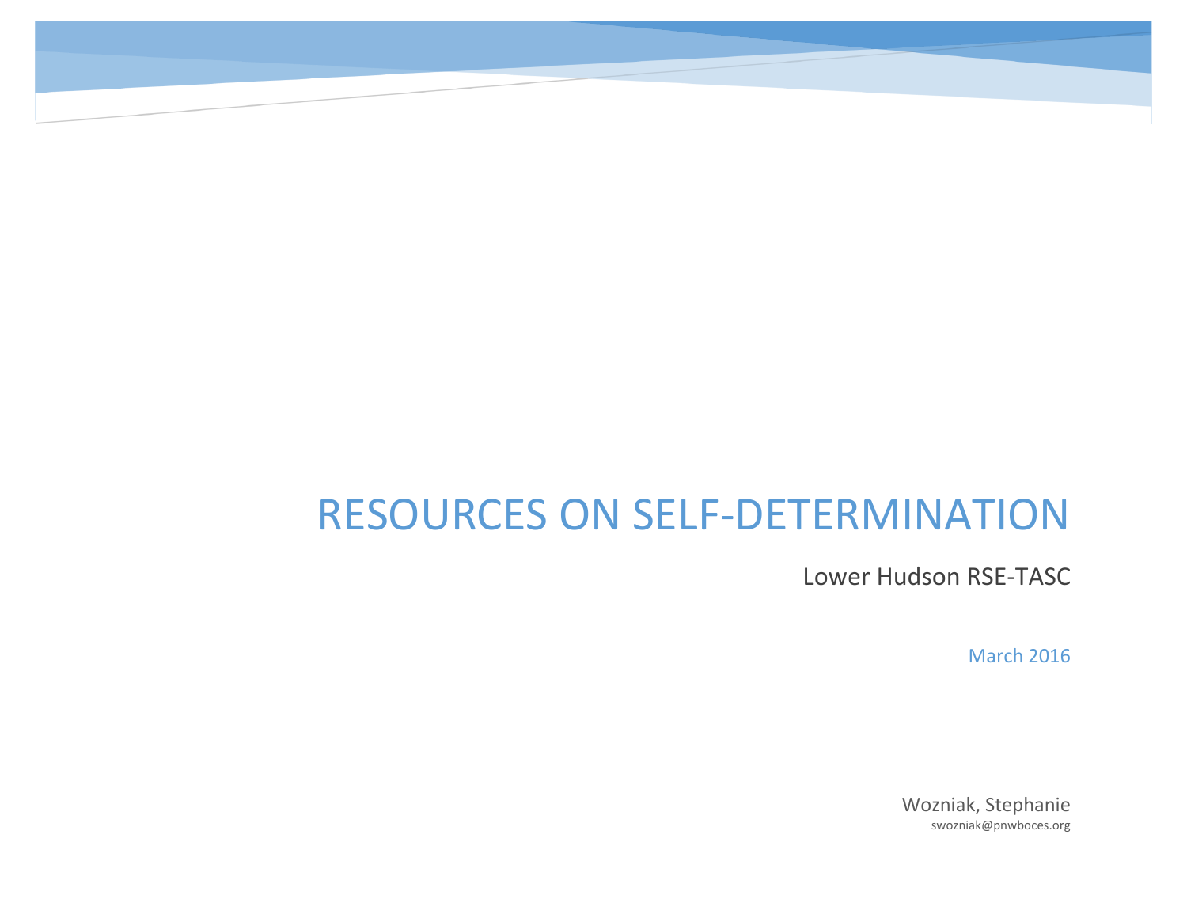# RESOURCES ON SELF-DETERMINATION

Lower Hudson RSE-TASC

March 2016

Wozniak, Stephanie

swozniak@pnwboces.org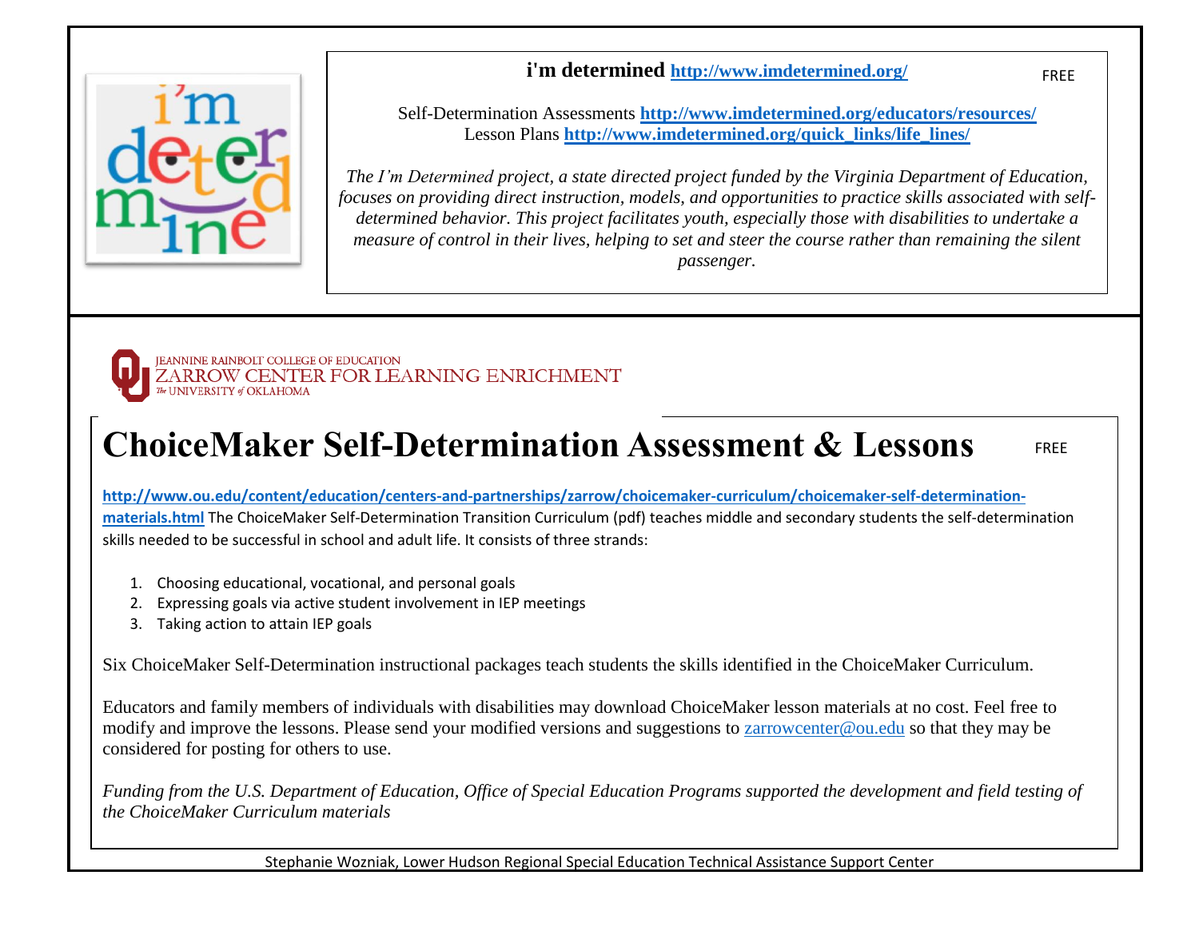**i'm determined** [http://www.imdetermined.org/](http://www.imdetermined.org/) FREE

Self-Determination Assessments [http://www.imdetermined.org/educators/resources/](http://www.imdetermined.org/educators/resources/)
Lesson Plans [http://www.imdetermined.org/quick_links/life_lines/](http://www.imdetermined.org/quick_links/life_lines/)

*The I'm Determined project, a state directed project funded by the Virginia Department of Education, focuses on providing direct instruction, models, and opportunities to practice skills associated with self-determined behavior. This project facilitates youth, especially those with disabilities to undertake a measure of control in their lives, helping to set and steer the course rather than remaining the silent passenger.*

JEANNINE RAINBOLT COLLEGE OF EDUCATION
ZARROW CENTER FOR LEARNING ENRICHMENT
The UNIVERSITY of OKLAHOMA

# ChoiceMaker Self-Determination Assessment & Lessons

FREE

[http://www.ou.edu/content/education/centers-and-partnerships/zarrow/choicemaker-curriculum/choicemaker-self-determination-materials.html](http://www.ou.edu/content/education/centers-and-partnerships/zarrow/choicemaker-curriculum/choicemaker-self-determination-materials.html) The ChoiceMaker Self-Determination Transition Curriculum (pdf) teaches middle and secondary students the self-determination skills needed to be successful in school and adult life. It consists of three strands:

1. Choosing educational, vocational, and personal goals
2. Expressing goals via active student involvement in IEP meetings
3. Taking action to attain IEP goals

Six ChoiceMaker Self-Determination instructional packages teach students the skills identified in the ChoiceMaker Curriculum.

Educators and family members of individuals with disabilities may download ChoiceMaker lesson materials at no cost. Feel free to modify and improve the lessons. Please send your modified versions and suggestions to zarrowcenter@ou.edu so that they may be considered for posting for others to use.

*Funding from the U.S. Department of Education, Office of Special Education Programs supported the development and field testing of the ChoiceMaker Curriculum materials*

Stephanie Wozniak, Lower Hudson Regional Special Education Technical Assistance Support Center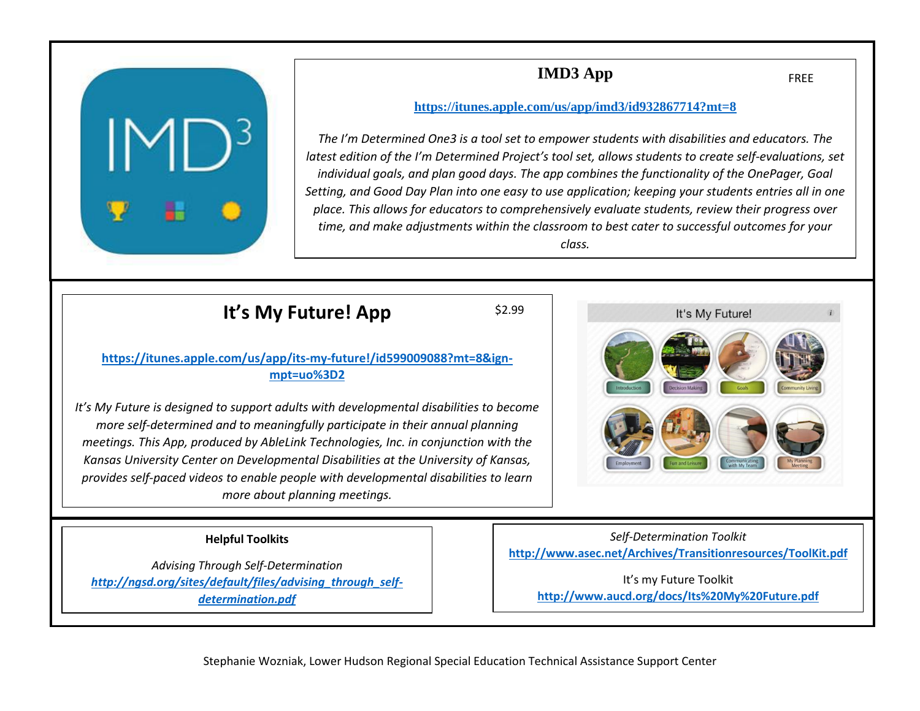## IMD3 App

FREE

https://itunes.apple.com/us/app/imd3/id932867714?mt=8

*The I'm Determined One3 is a tool set to empower students with disabilities and educators. The latest edition of the I'm Determined Project's tool set, allows students to create self-evaluations, set individual goals, and plan good days. The app combines the functionality of the OnePager, Goal Setting, and Good Day Plan into one easy to use application; keeping your students entries all in one place. This allows for educators to comprehensively evaluate students, review their progress over time, and make adjustments within the classroom to best cater to successful outcomes for your class.*

## It's My Future! App

$2.99

https://itunes.apple.com/us/app/its-my-future!/id599009088?mt=8&ign-mpt=uo%3D2

*It's My Future is designed to support adults with developmental disabilities to become more self-determined and to meaningfully participate in their annual planning meetings. This App, produced by AbleLink Technologies, Inc. in conjunction with the Kansas University Center on Developmental Disabilities at the University of Kansas, provides self-paced videos to enable people with developmental disabilities to learn more about planning meetings.*

**Helpful Toolkits**

*Advising Through Self-Determination*
***http://ngsd.org/sites/default/files/advising_through_self-determination.pdf***

*Self-Determination Toolkit*
**http://www.asec.net/Archives/Transitionresources/ToolKit.pdf**

It's my Future Toolkit
**http://www.aucd.org/docs/Its%20My%20Future.pdf**

Stephanie Wozniak, Lower Hudson Regional Special Education Technical Assistance Support Center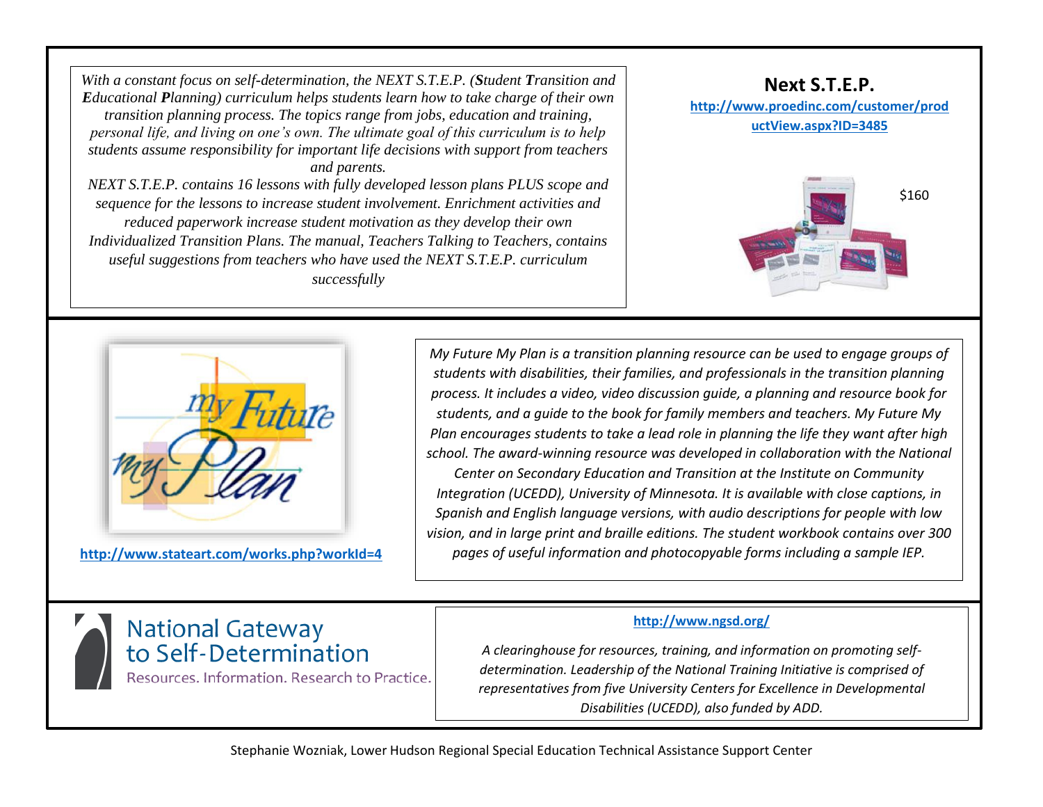*With a constant focus on self-determination, the NEXT S.T.E.P. (**S**tudent **T**ransition and **E**ducational **P**lanning) curriculum helps students learn how to take charge of their own transition planning process. The topics range from jobs, education and training, personal life, and living on one's own. The ultimate goal of this curriculum is to help students assume responsibility for important life decisions with support from teachers and parents.*

*NEXT S.T.E.P. contains 16 lessons with fully developed lesson plans PLUS scope and sequence for the lessons to increase student involvement. Enrichment activities and reduced paperwork increase student motivation as they develop their own Individualized Transition Plans. The manual, Teachers Talking to Teachers, contains useful suggestions from teachers who have used the NEXT S.T.E.P. curriculum successfully*

## Next S.T.E.P.

**http://www.proedinc.com/customer/productView.aspx?ID=3485**

$160

---

my Future my Plan

**http://www.stateart.com/works.php?workId=4**

*My Future My Plan is a transition planning resource can be used to engage groups of students with disabilities, their families, and professionals in the transition planning process. It includes a video, video discussion guide, a planning and resource book for students, and a guide to the book for family members and teachers. My Future My Plan encourages students to take a lead role in planning the life they want after high school. The award-winning resource was developed in collaboration with the National Center on Secondary Education and Transition at the Institute on Community Integration (UCEDD), University of Minnesota. It is available with close captions, in Spanish and English language versions, with audio descriptions for people with low vision, and in large print and braille editions. The student workbook contains over 300 pages of useful information and photocopyable forms including a sample IEP.*

---

National Gateway to Self-Determination

Resources. Information. Research to Practice.

**http://www.ngsd.org/**

*A clearinghouse for resources, training, and information on promoting self-determination. Leadership of the National Training Initiative is comprised of representatives from five University Centers for Excellence in Developmental Disabilities (UCEDD), also funded by ADD.*

Stephanie Wozniak, Lower Hudson Regional Special Education Technical Assistance Support Center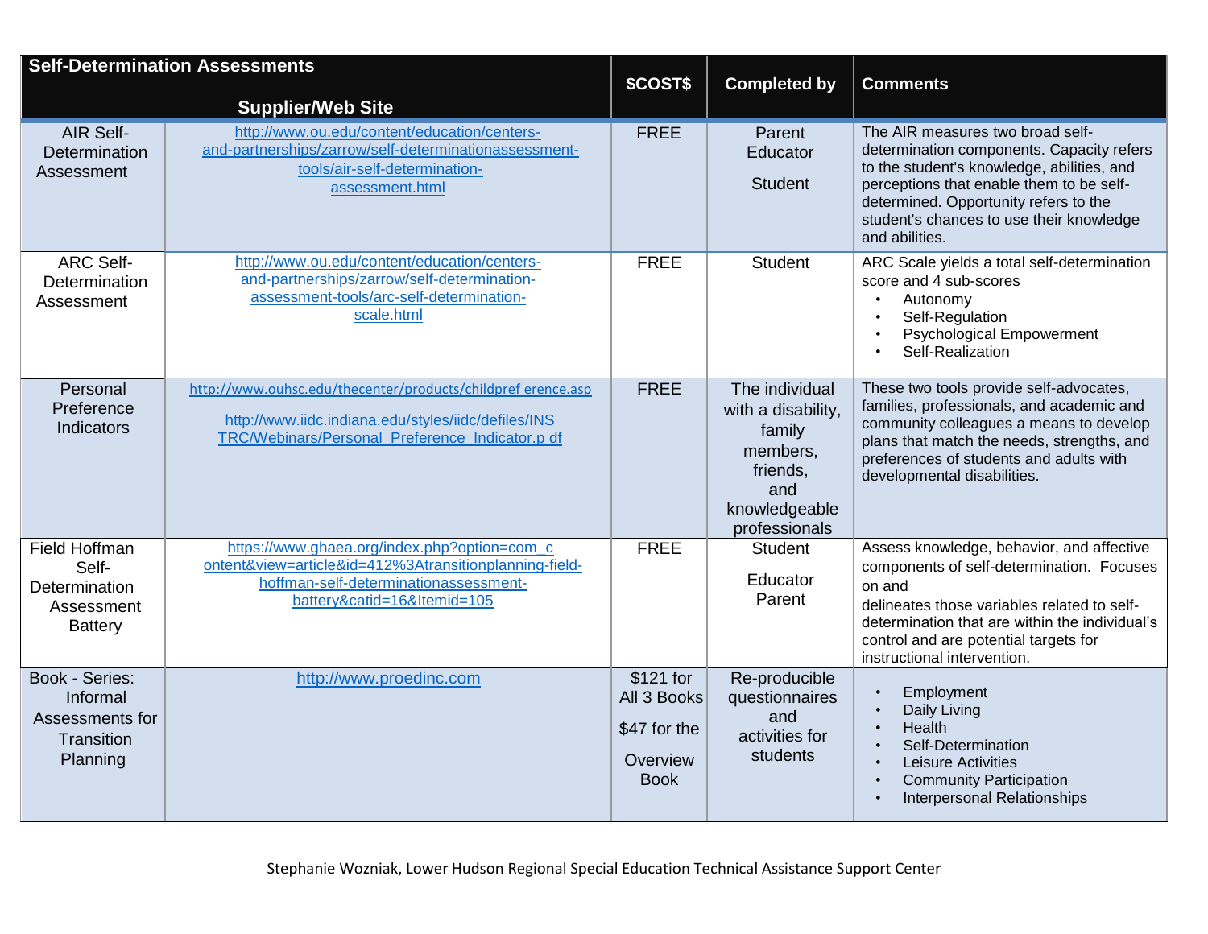| Self-Determination Assessments | Supplier/Web Site | $COST$ | Completed by | Comments |
|---|---|---|---|---|
| AIR Self-Determination Assessment | http://www.ou.edu/content/education/centers-and-partnerships/zarrow/self-determinationassessment-tools/air-self-determination-assessment.html | FREE | Parent<br>Educator<br><br>Student | The AIR measures two broad self-determination components. Capacity refers to the student's knowledge, abilities, and perceptions that enable them to be self-determined. Opportunity refers to the student's chances to use their knowledge and abilities. |
| ARC Self-Determination Assessment | http://www.ou.edu/content/education/centers-and-partnerships/zarrow/self-determination-assessment-tools/arc-self-determination-scale.html | FREE | Student | ARC Scale yields a total self-determination score and 4 sub-scores<br>• Autonomy<br>• Self-Regulation<br>• Psychological Empowerment<br>• Self-Realization |
| Personal Preference Indicators | http://www.ouhsc.edu/thecenter/products/childpref erence.asp<br><br>http://www.iidc.indiana.edu/styles/iidc/defiles/INSTRC/Webinars/Personal_Preference_Indicator.p df | FREE | The individual with a disability, family members, friends, and knowledgeable professionals | These two tools provide self-advocates, families, professionals, and academic and community colleagues a means to develop plans that match the needs, strengths, and preferences of students and adults with developmental disabilities. |
| Field Hoffman Self-Determination Assessment Battery | https://www.ghaea.org/index.php?option=com_content&view=article&id=412%3Atransitionplanning-field-hoffman-self-determinationassessment-battery&catid=16&Itemid=105 | FREE | Student<br><br>Educator<br>Parent | Assess knowledge, behavior, and affective components of self-determination. Focuses on and<br>delineates those variables related to self-determination that are within the individual's control and are potential targets for instructional intervention. |
| Book - Series: Informal Assessments for Transition Planning | http://www.proedinc.com | $121 for All 3 Books<br><br>$47 for the Overview Book | Re-producible questionnaires and activities for students | • Employment<br>• Daily Living<br>• Health<br>• Self-Determination<br>• Leisure Activities<br>• Community Participation<br>• Interpersonal Relationships |

Stephanie Wozniak, Lower Hudson Regional Special Education Technical Assistance Support Center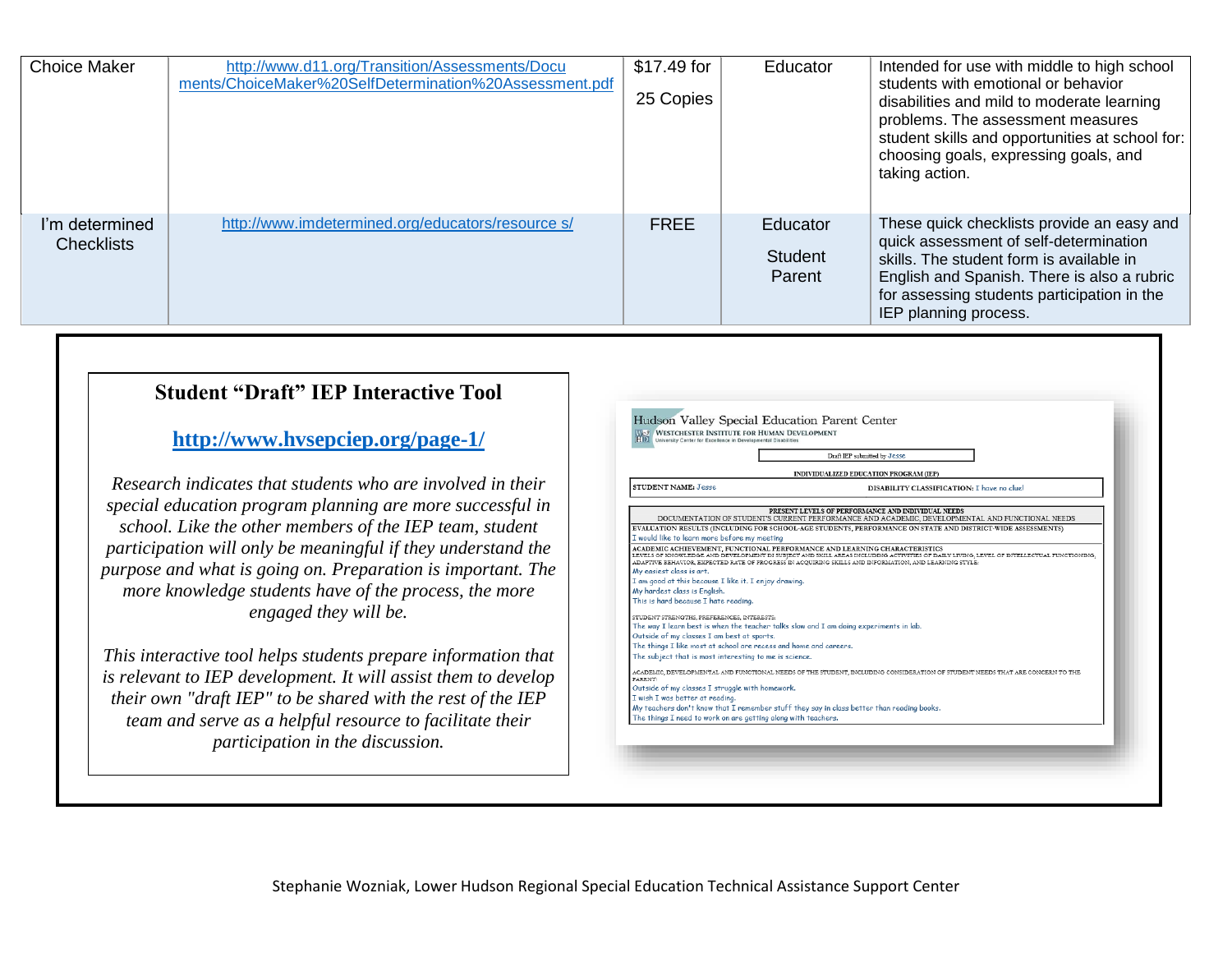| | | | | |
|---|---|---|---|---|
| Choice Maker | http://www.d11.org/Transition/Assessments/Documents/ChoiceMaker%20SelfDetermination%20Assessment.pdf | $17.49 for 25 Copies | Educator | Intended for use with middle to high school students with emotional or behavior disabilities and mild to moderate learning problems. The assessment measures student skills and opportunities at school for: choosing goals, expressing goals, and taking action. |
| I'm determined Checklists | http://www.imdetermined.org/educators/resource s/ | FREE | Educator Student Parent | These quick checklists provide an easy and quick assessment of self-determination skills. The student form is available in English and Spanish. There is also a rubric for assessing students participation in the IEP planning process. |

## Student "Draft" IEP Interactive Tool

**http://www.hvsepciep.org/page-1/**

*Research indicates that students who are involved in their special education program planning are more successful in school. Like the other members of the IEP team, student participation will only be meaningful if they understand the purpose and what is going on. Preparation is important. The more knowledge students have of the process, the more engaged they will be.*

*This interactive tool helps students prepare information that is relevant to IEP development. It will assist them to develop their own "draft IEP" to be shared with the rest of the IEP team and serve as a helpful resource to facilitate their participation in the discussion.*

Hudson Valley Special Education Parent Center
WESTCHESTER INSTITUTE FOR HUMAN DEVELOPMENT
University Center for Excellence in Developmental Disabilities

Draft IEP submitted by Jesse

INDIVIDUALIZED EDUCATION PROGRAM (IEP)

STUDENT NAME: Jesse

DISABILITY CLASSIFICATION: I have no clue!

PRESENT LEVELS OF PERFORMANCE AND INDIVIDUAL NEEDS
DOCUMENTATION OF STUDENT'S CURRENT PERFORMANCE AND ACADEMIC, DEVELOPMENTAL AND FUNCTIONAL NEEDS

EVALUATION RESULTS (INCLUDING FOR SCHOOL-AGE STUDENTS, PERFORMANCE ON STATE AND DISTRICT-WIDE ASSESSMENTS)
I would like to learn more before my meeting

ACADEMIC ACHIEVEMENT, FUNCTIONAL PERFORMANCE AND LEARNING CHARACTERISTICS
LEVELS OF KNOWLEDGE AND DEVELOPMENT IN SUBJECT AND SKILL AREAS INCLUDING ACTIVITIES OF DAILY LIVING, LEVEL OF INTELLECTUAL FUNCTIONING, ADAPTIVE BEHAVIOR, EXPECTED RATE OF PROGRESS IN ACQUIRING SKILLS AND INFORMATION, AND LEARNING STYLE:
My easiest class is art.
I am good at this because I like it. I enjoy drawing.
My hardest class is English.
This is hard because I hate reading.

STUDENT STRENGTHS, PREFERENCES, INTERESTS:
The way I learn best is when the teacher talks slow and I am doing experiments in lab.
Outside of my classes I am best at sports.
The things I like most at school are recess and home and careers.
The subject that is most interesting to me is science.

ACADEMIC, DEVELOPMENTAL AND FUNCTIONAL NEEDS OF THE STUDENT, INCLUDING CONSIDERATION OF STUDENT NEEDS THAT ARE CONCERN TO THE PARENT:
Outside of my classes I struggle with homework.
I wish I was better at reading.
My teachers don't know that I remember stuff they say in class better than reading books.
The things I need to work on are getting along with teachers.

Stephanie Wozniak, Lower Hudson Regional Special Education Technical Assistance Support Center